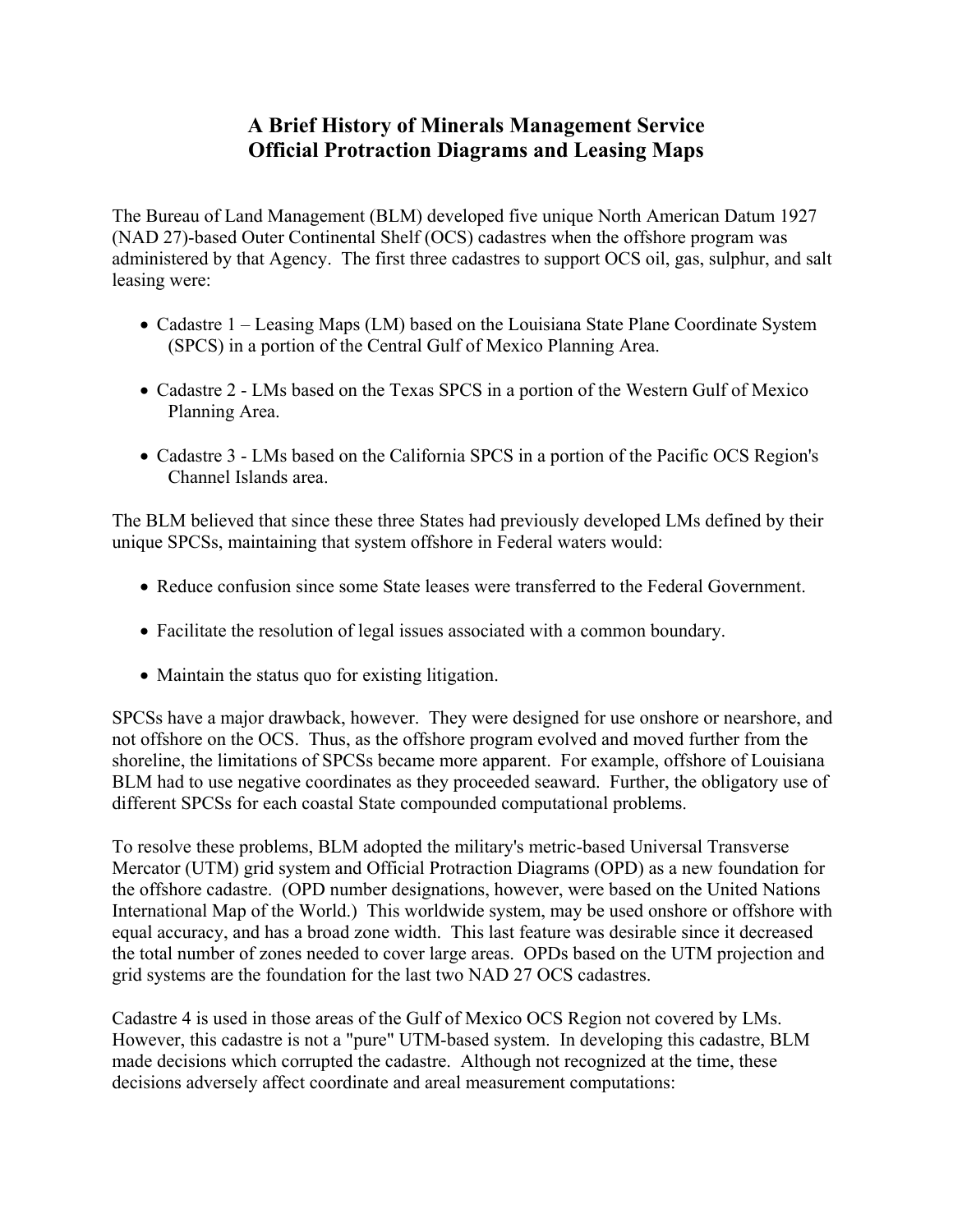# A Brief History of Minerals Management Service Official Protraction Diagrams and Leasing Maps

The Bureau of Land Management (BLM) developed five unique North American Datum 1927 (NAD 27)-based Outer Continental Shelf (OCS) cadastres when the offshore program was administered by that Agency. The first three cadastres to support OCS oil, gas, sulphur, and salt leasing were:

- Cadastre 1 – Leasing Maps (LM) based on the Louisiana State Plane Coordinate System (SPCS) in a portion of the Central Gulf of Mexico Planning Area.
- Cadastre 2 - LMs based on the Texas SPCS in a portion of the Western Gulf of Mexico Planning Area.
- Cadastre 3 - LMs based on the California SPCS in a portion of the Pacific OCS Region's Channel Islands area.

The BLM believed that since these three States had previously developed LMs defined by their unique SPCSs, maintaining that system offshore in Federal waters would:

- Reduce confusion since some State leases were transferred to the Federal Government.
- Facilitate the resolution of legal issues associated with a common boundary.
- Maintain the status quo for existing litigation.

SPCSs have a major drawback, however. They were designed for use onshore or nearshore, and not offshore on the OCS. Thus, as the offshore program evolved and moved further from the shoreline, the limitations of SPCSs became more apparent. For example, offshore of Louisiana BLM had to use negative coordinates as they proceeded seaward. Further, the obligatory use of different SPCSs for each coastal State compounded computational problems.

To resolve these problems, BLM adopted the military's metric-based Universal Transverse Mercator (UTM) grid system and Official Protraction Diagrams (OPD) as a new foundation for the offshore cadastre. (OPD number designations, however, were based on the United Nations International Map of the World.) This worldwide system, may be used onshore or offshore with equal accuracy, and has a broad zone width. This last feature was desirable since it decreased the total number of zones needed to cover large areas. OPDs based on the UTM projection and grid systems are the foundation for the last two NAD 27 OCS cadastres.

Cadastre 4 is used in those areas of the Gulf of Mexico OCS Region not covered by LMs. However, this cadastre is not a "pure" UTM-based system. In developing this cadastre, BLM made decisions which corrupted the cadastre. Although not recognized at the time, these decisions adversely affect coordinate and areal measurement computations: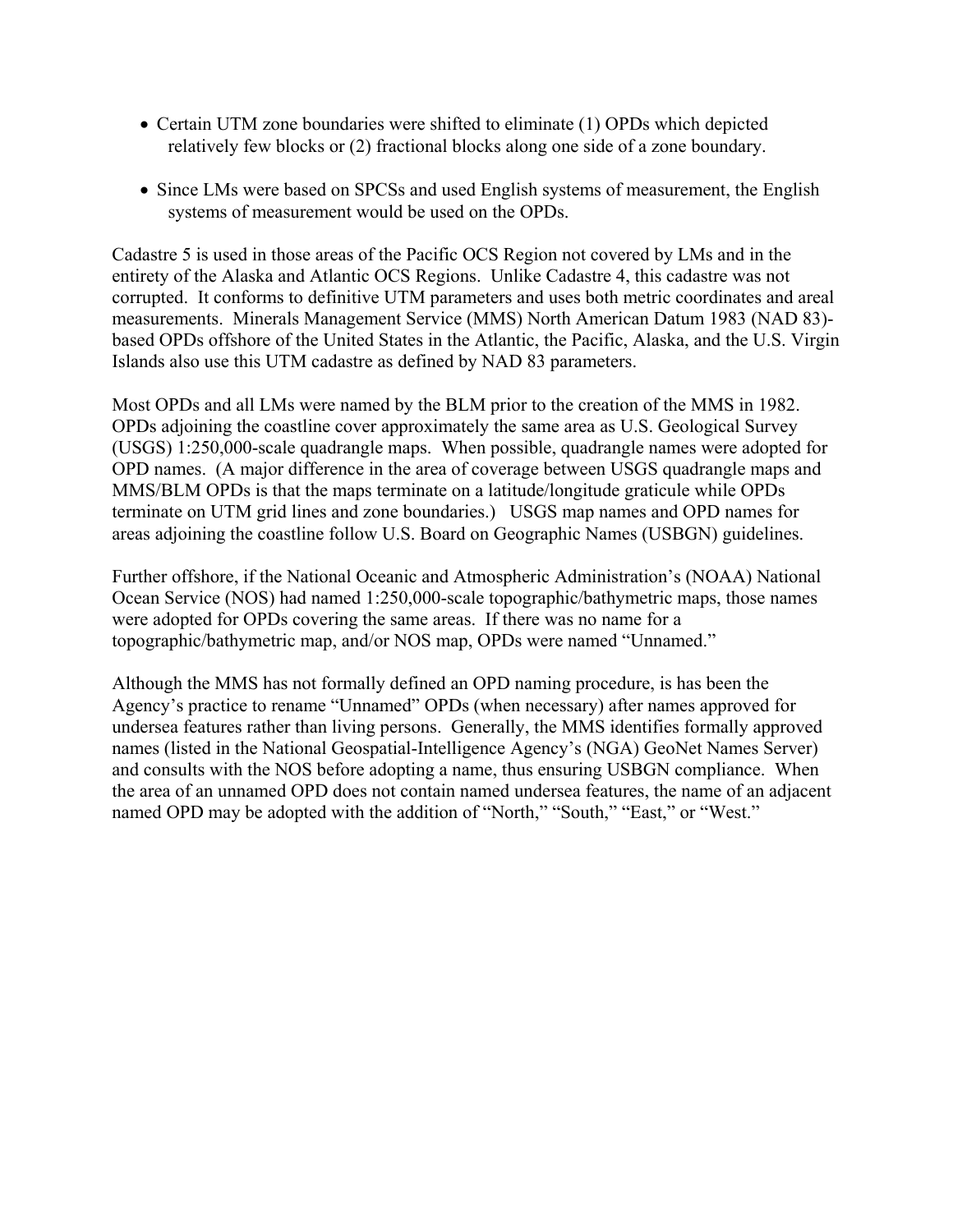- Certain UTM zone boundaries were shifted to eliminate (1) OPDs which depicted relatively few blocks or (2) fractional blocks along one side of a zone boundary.

- Since LMs were based on SPCSs and used English systems of measurement, the English systems of measurement would be used on the OPDs.

Cadastre 5 is used in those areas of the Pacific OCS Region not covered by LMs and in the entirety of the Alaska and Atlantic OCS Regions. Unlike Cadastre 4, this cadastre was not corrupted. It conforms to definitive UTM parameters and uses both metric coordinates and areal measurements. Minerals Management Service (MMS) North American Datum 1983 (NAD 83)-based OPDs offshore of the United States in the Atlantic, the Pacific, Alaska, and the U.S. Virgin Islands also use this UTM cadastre as defined by NAD 83 parameters.

Most OPDs and all LMs were named by the BLM prior to the creation of the MMS in 1982. OPDs adjoining the coastline cover approximately the same area as U.S. Geological Survey (USGS) 1:250,000-scale quadrangle maps. When possible, quadrangle names were adopted for OPD names. (A major difference in the area of coverage between USGS quadrangle maps and MMS/BLM OPDs is that the maps terminate on a latitude/longitude graticule while OPDs terminate on UTM grid lines and zone boundaries.) USGS map names and OPD names for areas adjoining the coastline follow U.S. Board on Geographic Names (USBGN) guidelines.

Further offshore, if the National Oceanic and Atmospheric Administration's (NOAA) National Ocean Service (NOS) had named 1:250,000-scale topographic/bathymetric maps, those names were adopted for OPDs covering the same areas. If there was no name for a topographic/bathymetric map, and/or NOS map, OPDs were named "Unnamed."

Although the MMS has not formally defined an OPD naming procedure, is has been the Agency's practice to rename "Unnamed" OPDs (when necessary) after names approved for undersea features rather than living persons. Generally, the MMS identifies formally approved names (listed in the National Geospatial-Intelligence Agency's (NGA) GeoNet Names Server) and consults with the NOS before adopting a name, thus ensuring USBGN compliance. When the area of an unnamed OPD does not contain named undersea features, the name of an adjacent named OPD may be adopted with the addition of "North," "South," "East," or "West."